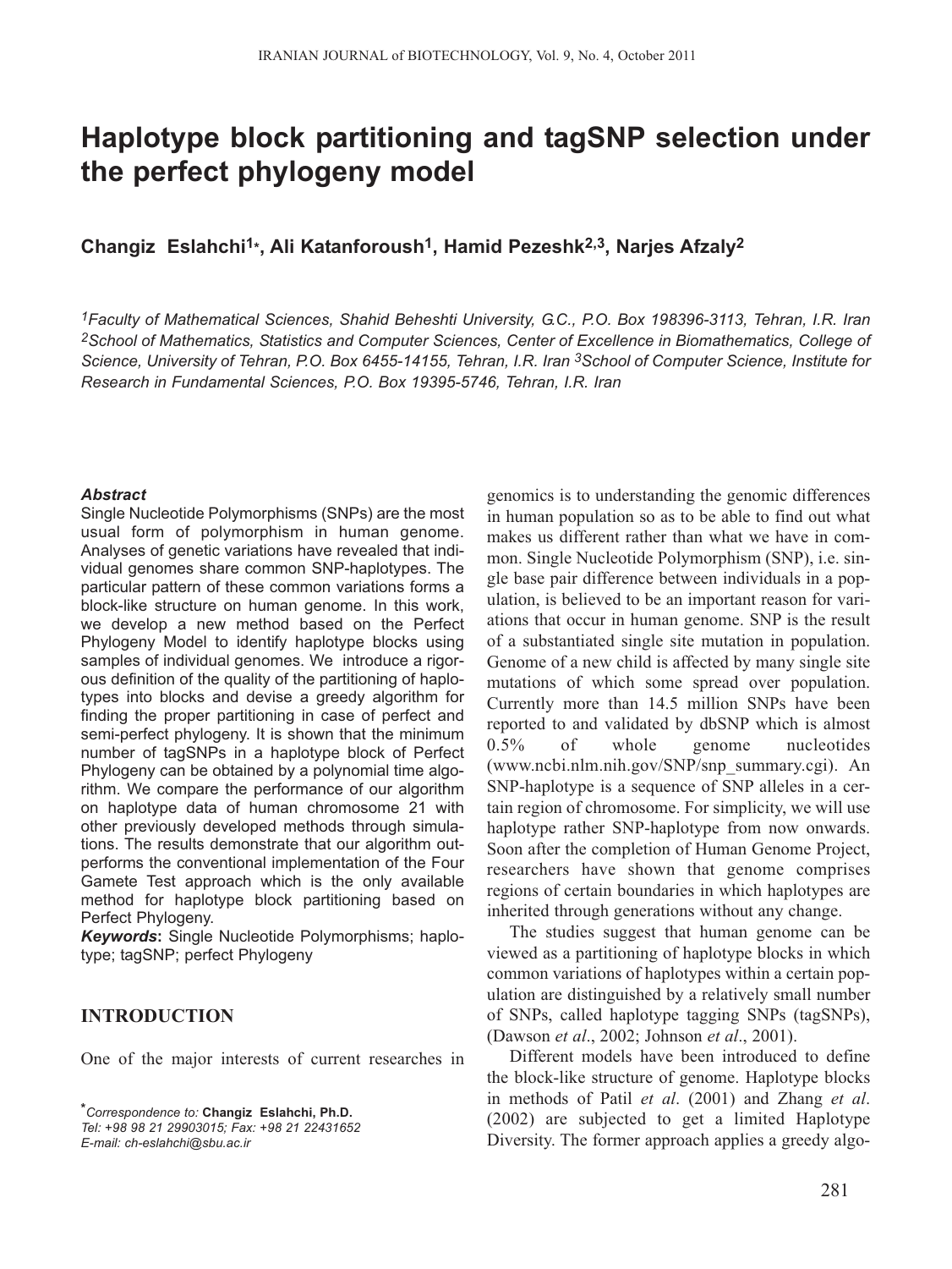# Haplotype block partitioning and tagSNP selection under the perfect phylogeny model

**Changiz Eslahchi[1*], Ali Katanforoush[1], Hamid Pezeshk[2,3], Narjes Afzaly[2]**

*[1]Faculty of Mathematical Sciences, Shahid Beheshti University, G.C., P.O. Box 198396-3113, Tehran, I.R. Iran [2]School of Mathematics, Statistics and Computer Sciences, Center of Excellence in Biomathematics, College of Science, University of Tehran, P.O. Box 6455-14155, Tehran, I.R. Iran [3]School of Computer Science, Institute for Research in Fundamental Sciences, P.O. Box 19395-5746, Tehran, I.R. Iran*

***Abstract***

Single Nucleotide Polymorphisms (SNPs) are the most usual form of polymorphism in human genome. Analyses of genetic variations have revealed that individual genomes share common SNP-haplotypes. The particular pattern of these common variations forms a block-like structure on human genome. In this work, we develop a new method based on the Perfect Phylogeny Model to identify haplotype blocks using samples of individual genomes. We introduce a rigorous definition of the quality of the partitioning of haplotypes into blocks and devise a greedy algorithm for finding the proper partitioning in case of perfect and semi-perfect phylogeny. It is shown that the minimum number of tagSNPs in a haplotype block of Perfect Phylogeny can be obtained by a polynomial time algorithm. We compare the performance of our algorithm on haplotype data of human chromosome 21 with other previously developed methods through simulations. The results demonstrate that our algorithm outperforms the conventional implementation of the Four Gamete Test approach which is the only available method for haplotype block partitioning based on Perfect Phylogeny.

***Keywords*:** Single Nucleotide Polymorphisms; haplotype; tagSNP; perfect Phylogeny

## INTRODUCTION

One of the major interests of current researches in genomics is to understanding the genomic differences in human population so as to be able to find out what makes us different rather than what we have in common. Single Nucleotide Polymorphism (SNP), i.e. single base pair difference between individuals in a population, is believed to be an important reason for variations that occur in human genome. SNP is the result of a substantiated single site mutation in population. Genome of a new child is affected by many single site mutations of which some spread over population. Currently more than 14.5 million SNPs have been reported to and validated by dbSNP which is almost 0.5% of whole genome nucleotides (www.ncbi.nlm.nih.gov/SNP/snp_summary.cgi). An SNP-haplotype is a sequence of SNP alleles in a certain region of chromosome. For simplicity, we will use haplotype rather SNP-haplotype from now onwards. Soon after the completion of Human Genome Project, researchers have shown that genome comprises regions of certain boundaries in which haplotypes are inherited through generations without any change.

The studies suggest that human genome can be viewed as a partitioning of haplotype blocks in which common variations of haplotypes within a certain population are distinguished by a relatively small number of SNPs, called haplotype tagging SNPs (tagSNPs), (Dawson *et al*., 2002; Johnson *et al*., 2001).

Different models have been introduced to define the block-like structure of genome. Haplotype blocks in methods of Patil *et al*. (2001) and Zhang *et al*. (2002) are subjected to get a limited Haplotype Diversity. The former approach applies a greedy algo-

---

*Correspondence to: **Changiz Eslahchi, Ph.D.**
*Tel: +98 98 21 29903015; Fax: +98 21 22431652*
*E-mail: ch-eslahchi@sbu.ac.ir*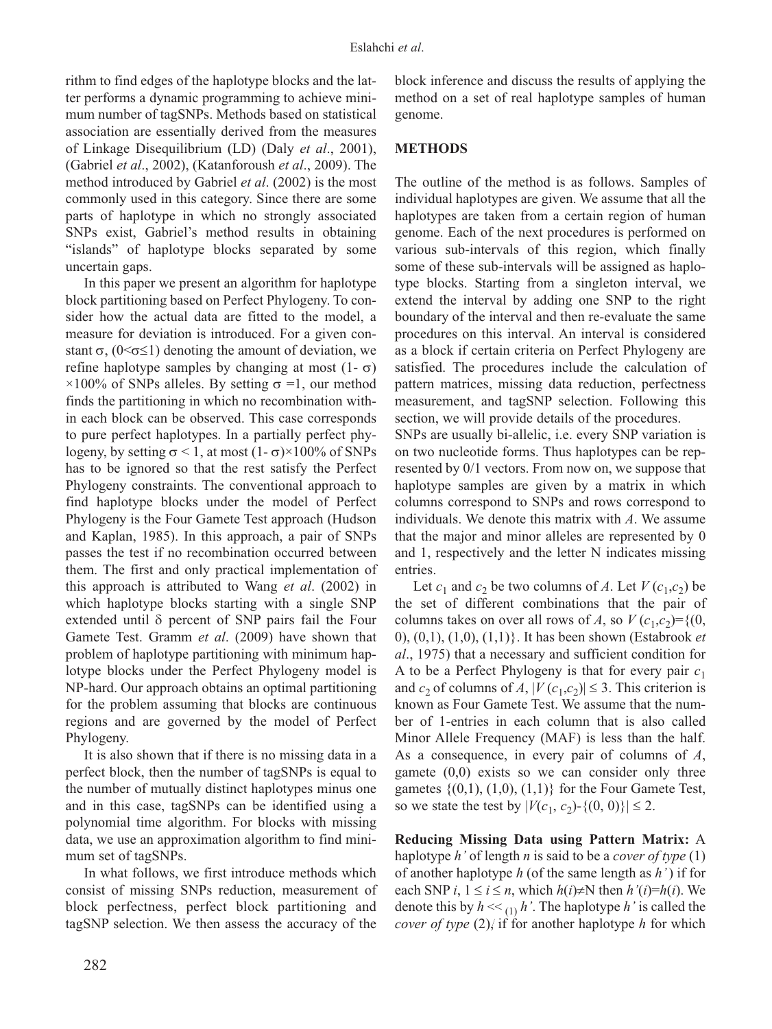rithm to find edges of the haplotype blocks and the latter performs a dynamic programming to achieve minimum number of tagSNPs. Methods based on statistical association are essentially derived from the measures of Linkage Disequilibrium (LD) (Daly *et al*., 2001), (Gabriel *et al*., 2002), (Katanforoush *et al*., 2009). The method introduced by Gabriel *et al*. (2002) is the most commonly used in this category. Since there are some parts of haplotype in which no strongly associated SNPs exist, Gabriel's method results in obtaining "islands" of haplotype blocks separated by some uncertain gaps.

In this paper we present an algorithm for haplotype block partitioning based on Perfect Phylogeny. To consider how the actual data are fitted to the model, a measure for deviation is introduced. For a given constant $\sigma$, ($0<\sigma\leq 1$) denoting the amount of deviation, we refine haplotype samples by changing at most $(1-\sigma)\times 100\%$ of SNPs alleles. By setting $\sigma=1$, our method finds the partitioning in which no recombination within each block can be observed. This case corresponds to pure perfect haplotypes. In a partially perfect phylogeny, by setting $\sigma<1$, at most $(1-\sigma)\times 100\%$ of SNPs has to be ignored so that the rest satisfy the Perfect Phylogeny constraints. The conventional approach to find haplotype blocks under the model of Perfect Phylogeny is the Four Gamete Test approach (Hudson and Kaplan, 1985). In this approach, a pair of SNPs passes the test if no recombination occurred between them. The first and only practical implementation of this approach is attributed to Wang *et al*. (2002) in which haplotype blocks starting with a single SNP extended until $\delta$ percent of SNP pairs fail the Four Gamete Test. Gramm *et al*. (2009) have shown that problem of haplotype partitioning with minimum haplotype blocks under the Perfect Phylogeny model is NP-hard. Our approach obtains an optimal partitioning for the problem assuming that blocks are continuous regions and are governed by the model of Perfect Phylogeny.

It is also shown that if there is no missing data in a perfect block, then the number of tagSNPs is equal to the number of mutually distinct haplotypes minus one and in this case, tagSNPs can be identified using a polynomial time algorithm. For blocks with missing data, we use an approximation algorithm to find minimum set of tagSNPs.

In what follows, we first introduce methods which consist of missing SNPs reduction, measurement of block perfectness, perfect block partitioning and tagSNP selection. We then assess the accuracy of the block inference and discuss the results of applying the method on a set of real haplotype samples of human genome.

## METHODS

The outline of the method is as follows. Samples of individual haplotypes are given. We assume that all the haplotypes are taken from a certain region of human genome. Each of the next procedures is performed on various sub-intervals of this region, which finally some of these sub-intervals will be assigned as haplotype blocks. Starting from a singleton interval, we extend the interval by adding one SNP to the right boundary of the interval and then re-evaluate the same procedures on this interval. An interval is considered as a block if certain criteria on Perfect Phylogeny are satisfied. The procedures include the calculation of pattern matrices, missing data reduction, perfectness measurement, and tagSNP selection. Following this section, we will provide details of the procedures.

SNPs are usually bi-allelic, i.e. every SNP variation is on two nucleotide forms. Thus haplotypes can be represented by 0/1 vectors. From now on, we suppose that haplotype samples are given by a matrix in which columns correspond to SNPs and rows correspond to individuals. We denote this matrix with *A*. We assume that the major and minor alleles are represented by 0 and 1, respectively and the letter N indicates missing entries.

Let $c_1$ and $c_2$ be two columns of *A*. Let $V(c_1,c_2)$ be the set of different combinations that the pair of columns takes on over all rows of *A*, so $V(c_1,c_2)=\{(0,0),(0,1),(1,0),(1,1)\}$. It has been shown (Estabrook *et al*., 1975) that a necessary and sufficient condition for A to be a Perfect Phylogeny is that for every pair $c_1$ and $c_2$ of columns of *A*, $|V(c_1,c_2)|\leq 3$. This criterion is known as Four Gamete Test. We assume that the number of 1-entries in each column that is also called Minor Allele Frequency (MAF) is less than the half. As a consequence, in every pair of columns of *A*, gamete (0,0) exists so we can consider only three gametes $\{(0,1),(1,0),(1,1)\}$ for the Four Gamete Test, so we state the test by $|V(c_1,c_2)-\{(0,0)\}|\leq 2$.

**Reducing Missing Data using Pattern Matrix:** A haplotype $h'$ of length $n$ is said to be a *cover of type* (1) of another haplotype $h$ (of the same length as $h'$) if for each SNP $i$, $1\leq i\leq n$, which $h(i)\neq$N then $h'(i)=h(i)$. We denote this by $h <<_{(1)} h'$. The haplotype $h'$ is called the *cover of type* (2), if for another haplotype $h$ for which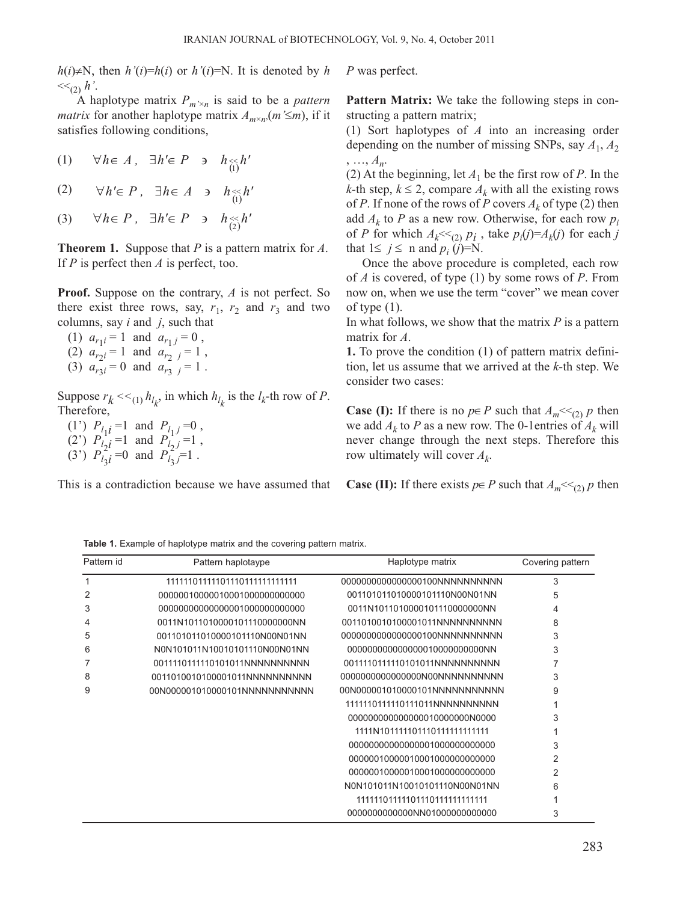$h(i) \neq N$, then $h'(i)=h(i)$ or $h'(i)=N$. It is denoted by $h <<_{(2)} h'$.

A haplotype matrix $P_{m' \times n}$ is said to be a *pattern matrix* for another haplotype matrix $A_{m \times n}$ ($m' \leq m$), if it satisfies following conditions,

(1) $\forall h \in A,\ \exists h' \in P \ \ni \ h \underset{(1)}{<<} h'$

(2) $\forall h' \in P,\ \exists h \in A \ \ni \ h \underset{(1)}{<<} h'$

(3) $\forall h \in P,\ \exists h' \in P \ \ni \ h \underset{(2)}{<<} h'$

**Theorem 1.** Suppose that $P$ is a pattern matrix for $A$. If $P$ is perfect then $A$ is perfect, too.

**Proof.** Suppose on the contrary, $A$ is not perfect. So there exist three rows, say, $r_1$, $r_2$ and $r_3$ and two columns, say $i$ and $j$, such that

(1) $a_{r_1 i} = 1$ and $a_{r_1 j} = 0$ ,
(2) $a_{r_2 i} = 1$ and $a_{r_2 j} = 1$ ,
(3) $a_{r_3 i} = 0$ and $a_{r_3 j} = 1$ .

Suppose $r_k <<_{(1)} h_{l_k}$, in which $h_{l_k}$ is the $l_k$-th row of $P$. Therefore,

(1') $P_{l_1 i} = 1$ and $P_{l_1 j} = 0$ ,
(2') $P_{l_2 i} = 1$ and $P_{l_2 j} = 1$ ,
(3') $P_{l_3 i} = 0$ and $P_{l_3 j} = 1$ .

This is a contradiction because we have assumed that $P$ was perfect.

**Pattern Matrix:** We take the following steps in constructing a pattern matrix;

(1) Sort haplotypes of $A$ into an increasing order depending on the number of missing SNPs, say $A_1, A_2, \ldots, A_n$.

(2) At the beginning, let $A_1$ be the first row of $P$. In the $k$-th step, $k \leq 2$, compare $A_k$ with all the existing rows of $P$. If none of the rows of $P$ covers $A_k$ of type (2) then add $A_k$ to $P$ as a new row. Otherwise, for each row $p_i$ of $P$ for which $A_k <<_{(2)} p_i$ , take $p_i(j)=A_k(j)$ for each $j$ that $1 \leq j \leq n$ and $p_i(j)$=N.

Once the above procedure is completed, each row of $A$ is covered, of type (1) by some rows of $P$. From now on, when we use the term "cover" we mean cover of type (1).

In what follows, we show that the matrix $P$ is a pattern matrix for $A$.

**1.** To prove the condition (1) of pattern matrix definition, let us assume that we arrived at the $k$-th step. We consider two cases:

**Case (I):** If there is no $p \in P$ such that $A_m <<_{(2)} p$ then we add $A_k$ to $P$ as a new row. The 0-1entries of $A_k$ will never change through the next steps. Therefore this row ultimately will cover $A_k$.

**Case (II):** If there exists $p \in P$ such that $A_m <<_{(2)} p$ then

**Table 1.** Example of haplotype matrix and the covering pattern matrix.

| Pattern id | Pattern haplotaype | Haplotype matrix | Covering pattern |
|---|---|---|---|
| 1 | 1111110111110111011111111111 | 0000000000000000100NNNNNNNNN | 3 |
| 2 | 0000001000001000100000000000 | 00110101101000010111 0N00N01NN | 5 |
| 3 | 0000000000000000010000000000 0 | 0011N10110100001011 10000000NN | 4 |
| 4 | 0011N10110100001011 10000000NN | 00110100101000010 11NNNNNNNNNN | 8 |
| 5 | 00110101101000010111 0N00N01NN | 0000000000000000100NNNNNNNNN | 3 |
| 6 | N0N101011N100101011 10N00N01NN | 00000000000000001000000000NN | 3 |
| 7 | 0011110111110101011NNNNNNNNNN | 0011110111110101011NNNNNNNNNN | 7 |
| 8 | 00110100101000010 11NNNNNNNNNN | 0000000000000000N00NNNNNNNNNN | 3 |
| 9 | 00N000001010000101NNNNNNNNNNN | 00N000001010000101NNNNNNNNNNN | 9 |
| | | 1111110111110111011NNNNNNNNNN | 1 |
| | | 000000000000000010000000N0000 | 3 |
| | | 1111N1011111011101111111111 1 | 1 |
| | | 00000000000000001000000000000 | 3 |
| | | 0000001000001000100000000000 | 2 |
| | | 0000001000001000100000000000 | 2 |
| | | N0N101011N100101011 10N00N01NN | 6 |
| | | 1111110111110111011111111111 | 1 |
| | | 0000000000000NN010000000000 00 | 3 |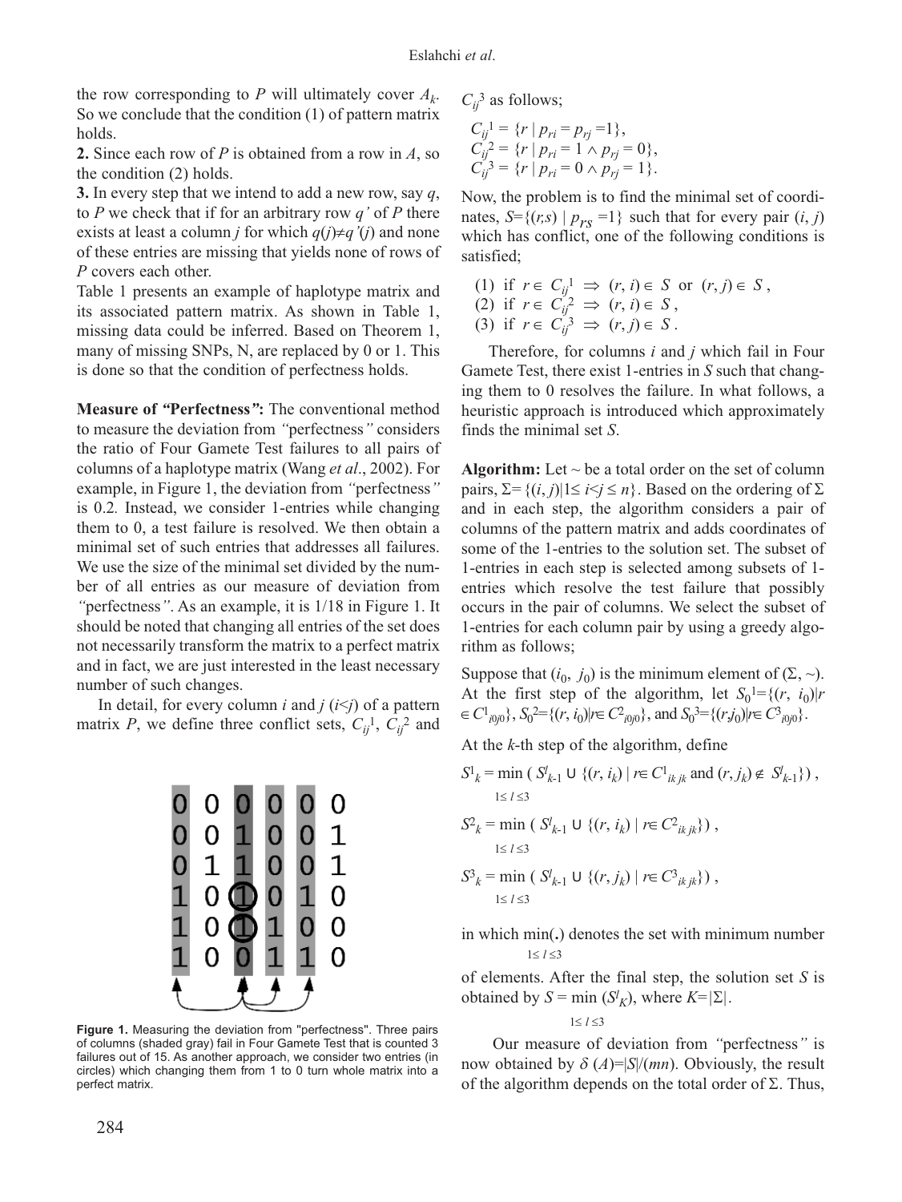the row corresponding to $P$ will ultimately cover $A_k$. So we conclude that the condition (1) of pattern matrix holds.

**2.** Since each row of $P$ is obtained from a row in $A$, so the condition (2) holds.

**3.** In every step that we intend to add a new row, say $q$, to $P$ we check that if for an arbitrary row $q'$ of $P$ there exists at least a column $j$ for which $q(j) \neq q'(j)$ and none of these entries are missing that yields none of rows of $P$ covers each other.

Table 1 presents an example of haplotype matrix and its associated pattern matrix. As shown in Table 1, missing data could be inferred. Based on Theorem 1, many of missing SNPs, N, are replaced by 0 or 1. This is done so that the condition of perfectness holds.

**Measure of *"*Perfectness*"*:** The conventional method to measure the deviation from *"*perfectness*"* considers the ratio of Four Gamete Test failures to all pairs of columns of a haplotype matrix (Wang *et al*., 2002). For example, in Figure 1, the deviation from *"*perfectness*"* is 0.2*.* Instead, we consider 1-entries while changing them to 0, a test failure is resolved. We then obtain a minimal set of such entries that addresses all failures. We use the size of the minimal set divided by the number of all entries as our measure of deviation from *"*perfectness*"*. As an example, it is 1/18 in Figure 1. It should be noted that changing all entries of the set does not necessarily transform the matrix to a perfect matrix and in fact, we are just interested in the least necessary number of such changes.

In detail, for every column $i$ and $j$ ($i<j$) of a pattern matrix $P$, we define three conflict sets, $C_{ij}{}^1$, $C_{ij}{}^2$ and

**Figure 1.** Measuring the deviation from "perfectness". Three pairs of columns (shaded gray) fail in Four Gamete Test that is counted 3 failures out of 15. As another approach, we consider two entries (in circles) which changing them from 1 to 0 turn whole matrix into a perfect matrix.

$C_{ij}{}^3$ as follows;

$$C_{ij}{}^1 = \{r \mid p_{ri} = p_{rj} = 1\},$$
$$C_{ij}{}^2 = \{r \mid p_{ri} = 1 \wedge p_{rj} = 0\},$$
$$C_{ij}{}^3 = \{r \mid p_{ri} = 0 \wedge p_{rj} = 1\}.$$

Now, the problem is to find the minimal set of coordinates, $S=\{(r,s) \mid p_{rs} = 1\}$ such that for every pair $(i, j)$ which has conflict, one of the following conditions is satisfied;

(1) if $r \in C_{ij}{}^1 \Rightarrow (r, i) \in S$ or $(r, j) \in S$ ,
(2) if $r \in C_{ij}{}^2 \Rightarrow (r, i) \in S$ ,
(3) if $r \in C_{ij}{}^3 \Rightarrow (r, j) \in S$ .

Therefore, for columns $i$ and $j$ which fail in Four Gamete Test, there exist 1-entries in $S$ such that changing them to 0 resolves the failure. In what follows, a heuristic approach is introduced which approximately finds the minimal set $S$.

**Algorithm:** Let ~ be a total order on the set of column pairs, $\Sigma = \{(i, j) | 1 \leq i<j \leq n\}$. Based on the ordering of $\Sigma$ and in each step, the algorithm considers a pair of columns of the pattern matrix and adds coordinates of some of the 1-entries to the solution set. The subset of 1-entries in each step is selected among subsets of 1-entries which resolve the test failure that possibly occurs in the pair of columns. We select the subset of 1-entries for each column pair by using a greedy algorithm as follows;

Suppose that $(i_0, j_0)$ is the minimum element of $(\Sigma, \sim)$. At the first step of the algorithm, let $S_0{}^1=\{(r, i_0)|r \in C^1{}_{i_0j_0}\}$, $S_0{}^2=\{(r, i_0)|r\in C^2{}_{i_0j_0}\}$, and $S_0{}^3=\{(r,j_0)|r\in C^3{}_{i_0j_0}\}$.

At the $k$-th step of the algorithm, define

$$S^1{}_k = \min_{1\leq l \leq 3} ( S^l{}_{k-1} \cup \{(r, i_k) \mid r\in C^1{}_{i_k j_k} \text{ and } (r, j_k) \notin S^l{}_{k-1}\}) ,$$

$$S^2{}_k = \min_{1\leq l \leq 3} ( S^l{}_{k-1} \cup \{(r, i_k) \mid r\in C^2{}_{i_k j_k}\}) ,$$

$$S^3{}_k = \min_{1\leq l \leq 3} ( S^l{}_{k-1} \cup \{(r, j_k) \mid r\in C^3{}_{i_k j_k}\}) ,$$

in which $\min_{1\leq l \leq 3}(.)$ denotes the set with minimum number of elements. After the final step, the solution set $S$ is obtained by $S = \min_{1\leq l \leq 3} (S^l{}_K)$, where $K=|\Sigma|$.

Our measure of deviation from *"*perfectness*"* is now obtained by $\delta(A)=|S|/(mn)$. Obviously, the result of the algorithm depends on the total order of $\Sigma$. Thus,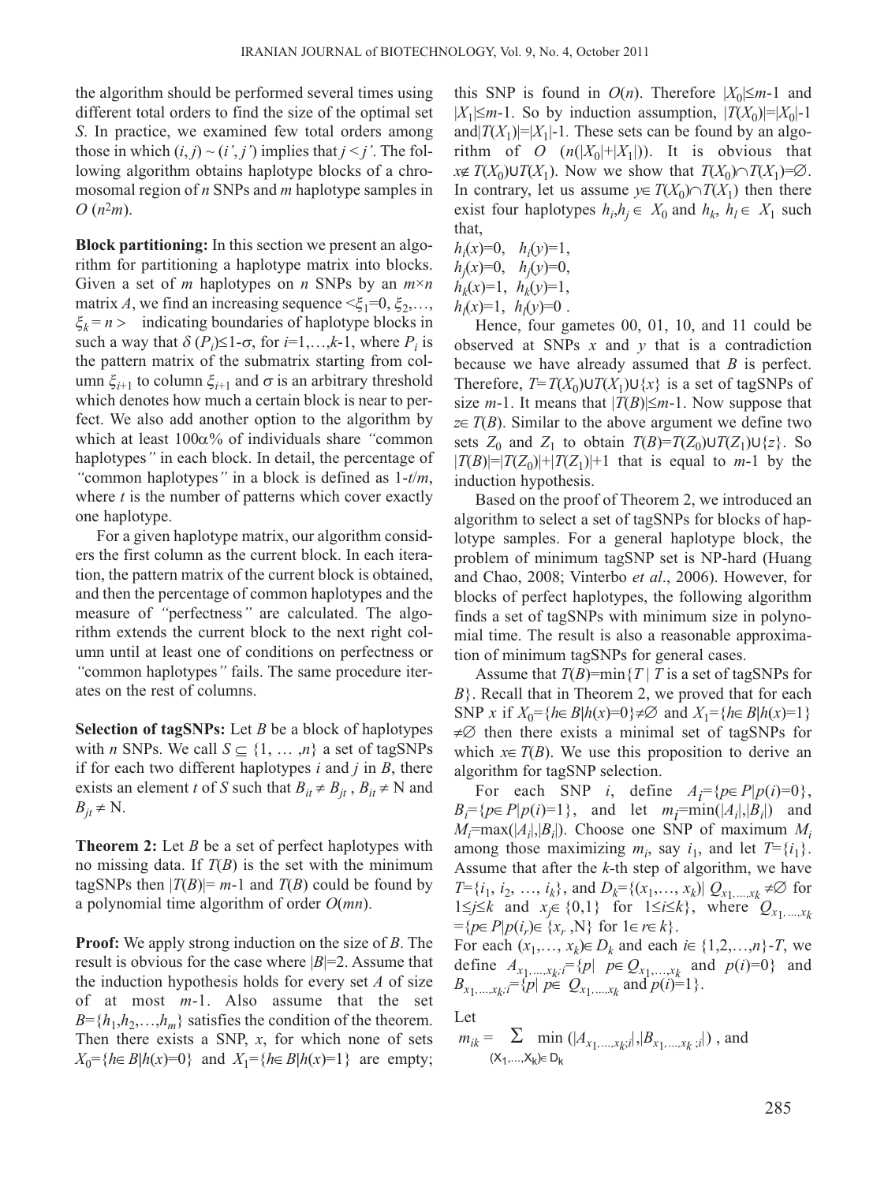the algorithm should be performed several times using different total orders to find the size of the optimal set *S*. In practice, we examined few total orders among those in which $(i, j) \sim (i', j')$ implies that $j < j'$. The following algorithm obtains haplotype blocks of a chromosomal region of *n* SNPs and *m* haplotype samples in $O(n^2m)$.

**Block partitioning:** In this section we present an algorithm for partitioning a haplotype matrix into blocks. Given a set of *m* haplotypes on *n* SNPs by an $m \times n$ matrix *A*, we find an increasing sequence $<\xi_1 = 0, \xi_2, \ldots, \xi_k = n>$ indicating boundaries of haplotype blocks in such a way that $\delta(P_i) \leq 1 - \sigma$, for $i = 1, \ldots, k-1$, where $P_i$ is the pattern matrix of the submatrix starting from column $\xi_{i+1}$ to column $\xi_{i+1}$ and $\sigma$ is an arbitrary threshold which denotes how much a certain block is near to perfect. We also add another option to the algorithm by which at least $100\alpha\%$ of individuals share *"*common haplotypes*"* in each block. In detail, the percentage of *"*common haplotypes*"* in a block is defined as $1 - t/m$, where *t* is the number of patterns which cover exactly one haplotype.

For a given haplotype matrix, our algorithm considers the first column as the current block. In each iteration, the pattern matrix of the current block is obtained, and then the percentage of common haplotypes and the measure of *"*perfectness*"* are calculated. The algorithm extends the current block to the next right column until at least one of conditions on perfectness or *"*common haplotypes*"* fails. The same procedure iterates on the rest of columns.

**Selection of tagSNPs:** Let *B* be a block of haplotypes with *n* SNPs. We call $S \subseteq \{1, \ldots, n\}$ a set of tagSNPs if for each two different haplotypes *i* and *j* in *B*, there exists an element *t* of *S* such that $B_{it} \neq B_{jt}$, $B_{it} \neq$ N and $B_{jt} \neq$ N.

**Theorem 2:** Let *B* be a set of perfect haplotypes with no missing data. If $T(B)$ is the set with the minimum tagSNPs then $|T(B)| = m-1$ and $T(B)$ could be found by a polynomial time algorithm of order $O(mn)$.

**Proof:** We apply strong induction on the size of *B*. The result is obvious for the case where $|B|=2$. Assume that the induction hypothesis holds for every set *A* of size of at most $m-1$. Also assume that the set $B = \{h_1, h_2, \ldots, h_m\}$ satisfies the condition of the theorem. Then there exists a SNP, *x*, for which none of sets $X_0 = \{h \in B | h(x) = 0\}$ and $X_1 = \{h \in B | h(x) = 1\}$ are empty; this SNP is found in $O(n)$. Therefore $|X_0| \leq m-1$ and $|X_1| \leq m-1$. So by induction assumption, $|T(X_0)| = |X_0| - 1$ and $|T(X_1)| = |X_1| - 1$. These sets can be found by an algorithm of $O(n(|X_0| + |X_1|))$. It is obvious that $x \notin T(X_0) \cup T(X_1)$. Now we show that $T(X_0) \cap T(X_1) = \emptyset$. In contrary, let us assume $y \in T(X_0) \cap T(X_1)$ then there exist four haplotypes $h_i, h_j \in X_0$ and $h_k, h_l \in X_1$ such that,

$h_i(x)=0, \quad h_i(y)=1,$
$h_j(x)=0, \quad h_j(y)=0,$
$h_k(x)=1, \quad h_k(y)=1,$
$h_l(x)=1, \quad h_l(y)=0.$

Hence, four gametes 00, 01, 10, and 11 could be observed at SNPs *x* and *y* that is a contradiction because we have already assumed that *B* is perfect. Therefore, $T = T(X_0) \cup T(X_1) \cup \{x\}$ is a set of tagSNPs of size $m-1$. It means that $|T(B)| \leq m-1$. Now suppose that $z \in T(B)$. Similar to the above argument we define two sets $Z_0$ and $Z_1$ to obtain $T(B) = T(Z_0) \cup T(Z_1) \cup \{z\}$. So $|T(B)| = |T(Z_0)| + |T(Z_1)| + 1$ that is equal to $m-1$ by the induction hypothesis.

Based on the proof of Theorem 2, we introduced an algorithm to select a set of tagSNPs for blocks of haplotype samples. For a general haplotype block, the problem of minimum tagSNP set is NP-hard (Huang and Chao, 2008; Vinterbo *et al*., 2006). However, for blocks of perfect haplotypes, the following algorithm finds a set of tagSNPs with minimum size in polynomial time. The result is also a reasonable approximation of minimum tagSNPs for general cases.

Assume that $T(B) = \min\{T \mid T$ is a set of tagSNPs for $B\}$. Recall that in Theorem 2, we proved that for each SNP *x* if $X_0 = \{h \in B | h(x) = 0\} \neq \emptyset$ and $X_1 = \{h \in B | h(x) = 1\} \neq \emptyset$ then there exists a minimal set of tagSNPs for which $x \in T(B)$. We use this proposition to derive an algorithm for tagSNP selection.

For each SNP *i*, define $A_i = \{p \in P | p(i) = 0\}$, $B_i = \{p \in P | p(i) = 1\}$, and let $m_i = \min(|A_i|, |B_i|)$ and $M_i = \max(|A_i|, |B_i|)$. Choose one SNP of maximum $M_i$ among those maximizing $m_i$, say $i_1$, and let $T = \{i_1\}$. Assume that after the *k*-th step of algorithm, we have $T = \{i_1, i_2, \ldots, i_k\}$, and $D_k = \{(x_1, \ldots, x_k) | Q_{x_1,\ldots,x_k} \neq \emptyset$ for $1 \leq j \leq k$ and $x_j \in \{0,1\}$ for $1 \leq i \leq k\}$, where $Q_{x_1,\ldots,x_k} = \{p \in P | p(i_r) \in \{x_r, \text{N}\}$ for $1 \in r \in k\}$.

For each $(x_1, \ldots, x_k) \in D_k$ and each $i \in \{1, 2, \ldots, n\} - T$, we define $A_{x_1,\ldots,x_k;i} = \{p \mid p \in Q_{x_1,\ldots,x_k}$ and $p(i) = 0\}$ and $B_{x_1,\ldots,x_k;i} = \{p \mid p \in Q_{x_1,\ldots,x_k}$ and $p(i) = 1\}$.

Let

$$m_{ik} = \sum_{(x_1,\ldots,x_k) \in D_k} \min(|A_{x_1,\ldots,x_k;i}|, |B_{x_1,\ldots,x_k;i}|), \text{ and}$$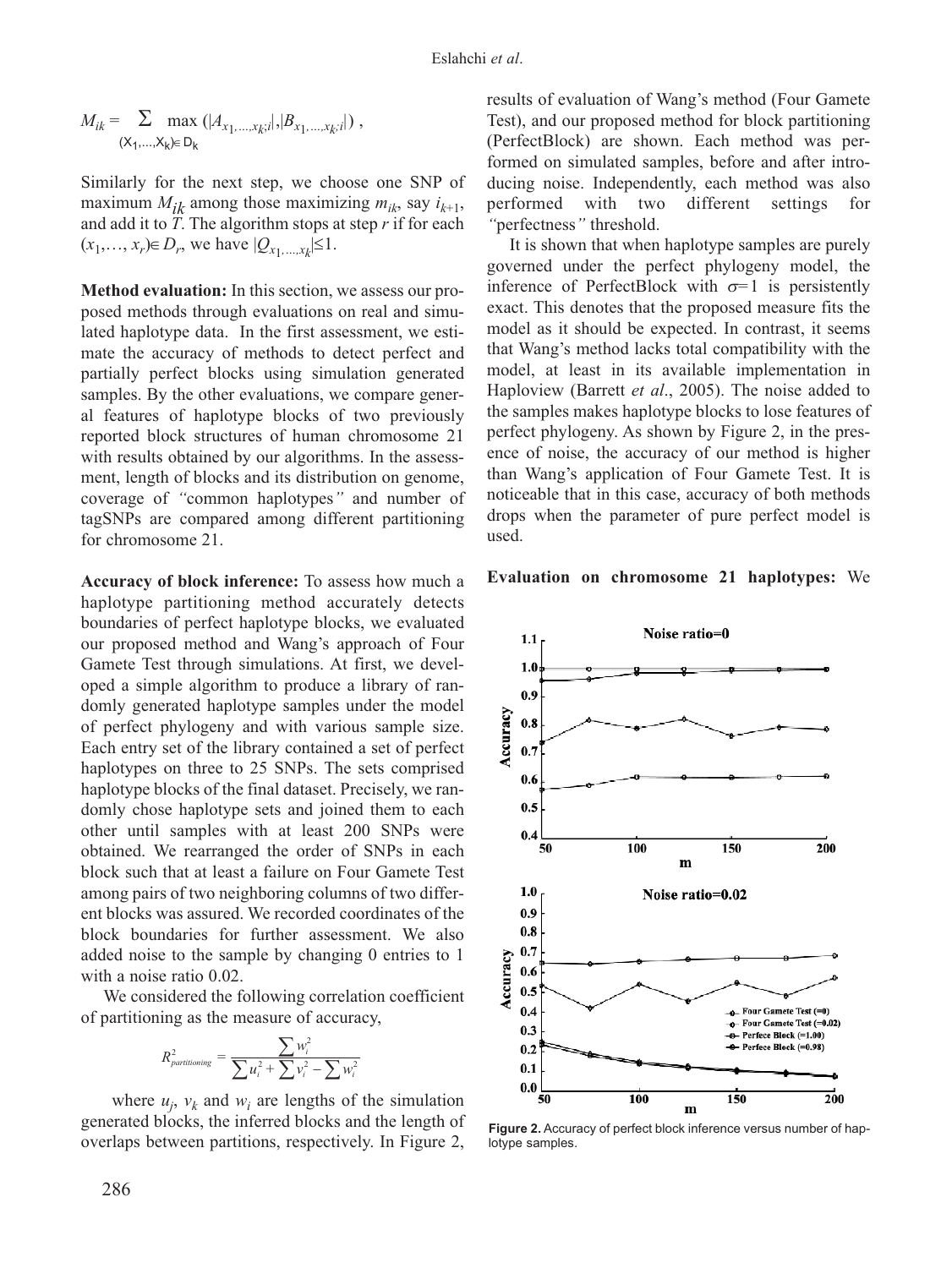$$M_{ik} = \sum_{(X_1,\ldots,X_k)\in D_k} \max\left(|A_{x_1,\ldots,x_k;i}|, |B_{x_1,\ldots,x_k;i}|\right),$$

Similarly for the next step, we choose one SNP of maximum $M_{ik}$ among those maximizing $m_{ik}$, say $i_{k+1}$, and add it to $T$. The algorithm stops at step $r$ if for each $(x_1,\ldots, x_r)\in D_r$, we have $|Q_{x_1,\ldots,x_k}|\leq 1$.

**Method evaluation:** In this section, we assess our proposed methods through evaluations on real and simulated haplotype data. In the first assessment, we estimate the accuracy of methods to detect perfect and partially perfect blocks using simulation generated samples. By the other evaluations, we compare general features of haplotype blocks of two previously reported block structures of human chromosome 21 with results obtained by our algorithms. In the assessment, length of blocks and its distribution on genome, coverage of *"*common haplotypes*"* and number of tagSNPs are compared among different partitioning for chromosome 21.

**Accuracy of block inference:** To assess how much a haplotype partitioning method accurately detects boundaries of perfect haplotype blocks, we evaluated our proposed method and Wang's approach of Four Gamete Test through simulations. At first, we developed a simple algorithm to produce a library of randomly generated haplotype samples under the model of perfect phylogeny and with various sample size. Each entry set of the library contained a set of perfect haplotypes on three to 25 SNPs. The sets comprised haplotype blocks of the final dataset. Precisely, we randomly chose haplotype sets and joined them to each other until samples with at least 200 SNPs were obtained. We rearranged the order of SNPs in each block such that at least a failure on Four Gamete Test among pairs of two neighboring columns of two different blocks was assured. We recorded coordinates of the block boundaries for further assessment. We also added noise to the sample by changing 0 entries to 1 with a noise ratio 0.02.

We considered the following correlation coefficient of partitioning as the measure of accuracy,

$$R^2_{partitioning} = \frac{\sum w_i^2}{\sum u_i^2 + \sum v_i^2 - \sum w_i^2}$$

where $u_j$, $v_k$ and $w_i$ are lengths of the simulation generated blocks, the inferred blocks and the length of overlaps between partitions, respectively. In Figure 2, results of evaluation of Wang's method (Four Gamete Test), and our proposed method for block partitioning (PerfectBlock) are shown. Each method was performed on simulated samples, before and after introducing noise. Independently, each method was also performed with two different settings for *"*perfectness*"* threshold.

It is shown that when haplotype samples are purely governed under the perfect phylogeny model, the inference of PerfectBlock with $\sigma=1$ is persistently exact. This denotes that the proposed measure fits the model as it should be expected. In contrast, it seems that Wang's method lacks total compatibility with the model, at least in its available implementation in Haploview (Barrett *et al*., 2005). The noise added to the samples makes haplotype blocks to lose features of perfect phylogeny. As shown by Figure 2, in the presence of noise, the accuracy of our method is higher than Wang's application of Four Gamete Test. It is noticeable that in this case, accuracy of both methods drops when the parameter of pure perfect model is used.

**Figure 2.** Accuracy of perfect block inference versus number of haplotype samples.

**Evaluation on chromosome 21 haplotypes:** We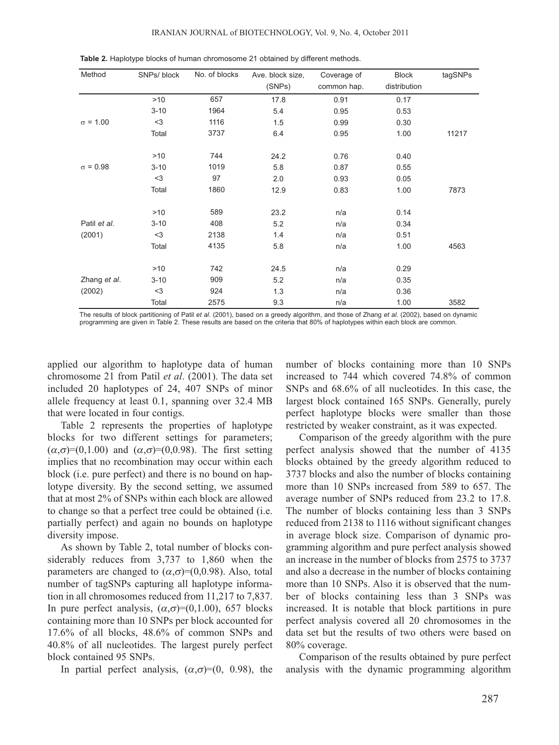**Table 2.** Haplotype blocks of human chromosome 21 obtained by different methods.

| Method | SNPs/ block | No. of blocks | Ave. block size, (SNPs) | Coverage of common hap. | Block distribution | tagSNPs |
|---|---|---|---|---|---|---|
| | >10 | 657 | 17.8 | 0.91 | 0.17 | |
| | 3-10 | 1964 | 5.4 | 0.95 | 0.53 | |
| $\sigma$ = 1.00 | <3 | 1116 | 1.5 | 0.99 | 0.30 | |
| | Total | 3737 | 6.4 | 0.95 | 1.00 | 11217 |
| | >10 | 744 | 24.2 | 0.76 | 0.40 | |
| $\sigma$ = 0.98 | 3-10 | 1019 | 5.8 | 0.87 | 0.55 | |
| | <3 | 97 | 2.0 | 0.93 | 0.05 | |
| | Total | 1860 | 12.9 | 0.83 | 1.00 | 7873 |
| | >10 | 589 | 23.2 | n/a | 0.14 | |
| Patil *et al.* | 3-10 | 408 | 5.2 | n/a | 0.34 | |
| (2001) | <3 | 2138 | 1.4 | n/a | 0.51 | |
| | Total | 4135 | 5.8 | n/a | 1.00 | 4563 |
| | >10 | 742 | 24.5 | n/a | 0.29 | |
| Zhang *et al.* | 3-10 | 909 | 5.2 | n/a | 0.35 | |
| (2002) | <3 | 924 | 1.3 | n/a | 0.36 | |
| | Total | 2575 | 9.3 | n/a | 1.00 | 3582 |

The results of block partitioning of Patil *et al.* (2001), based on a greedy algorithm, and those of Zhang *et al.* (2002), based on dynamic programming are given in Table 2. These results are based on the criteria that 80% of haplotypes within each block are common.

applied our algorithm to haplotype data of human chromosome 21 from Patil *et al*. (2001). The data set included 20 haplotypes of 24, 407 SNPs of minor allele frequency at least 0.1, spanning over 32.4 MB that were located in four contigs.

Table 2 represents the properties of haplotype blocks for two different settings for parameters; $(\alpha,\sigma)=(0,1.00)$ and $(\alpha,\sigma)=(0,0.98)$. The first setting implies that no recombination may occur within each block (i.e. pure perfect) and there is no bound on haplotype diversity. By the second setting, we assumed that at most 2% of SNPs within each block are allowed to change so that a perfect tree could be obtained (i.e. partially perfect) and again no bounds on haplotype diversity impose.

As shown by Table 2, total number of blocks considerably reduces from 3,737 to 1,860 when the parameters are changed to $(\alpha,\sigma)=(0,0.98)$. Also, total number of tagSNPs capturing all haplotype information in all chromosomes reduced from 11,217 to 7,837. In pure perfect analysis, $(\alpha,\sigma)=(0,1.00)$, 657 blocks containing more than 10 SNPs per block accounted for 17.6% of all blocks, 48.6% of common SNPs and 40.8% of all nucleotides. The largest purely perfect block contained 95 SNPs.

In partial perfect analysis, $(\alpha,\sigma)=(0, 0.98)$, the number of blocks containing more than 10 SNPs increased to 744 which covered 74.8% of common SNPs and 68.6% of all nucleotides. In this case, the largest block contained 165 SNPs. Generally, purely perfect haplotype blocks were smaller than those restricted by weaker constraint, as it was expected.

Comparison of the greedy algorithm with the pure perfect analysis showed that the number of 4135 blocks obtained by the greedy algorithm reduced to 3737 blocks and also the number of blocks containing more than 10 SNPs increased from 589 to 657. The average number of SNPs reduced from 23.2 to 17.8. The number of blocks containing less than 3 SNPs reduced from 2138 to 1116 without significant changes in average block size. Comparison of dynamic programming algorithm and pure perfect analysis showed an increase in the number of blocks from 2575 to 3737 and also a decrease in the number of blocks containing more than 10 SNPs. Also it is observed that the number of blocks containing less than 3 SNPs was increased. It is notable that block partitions in pure perfect analysis covered all 20 chromosomes in the data set but the results of two others were based on 80% coverage.

Comparison of the results obtained by pure perfect analysis with the dynamic programming algorithm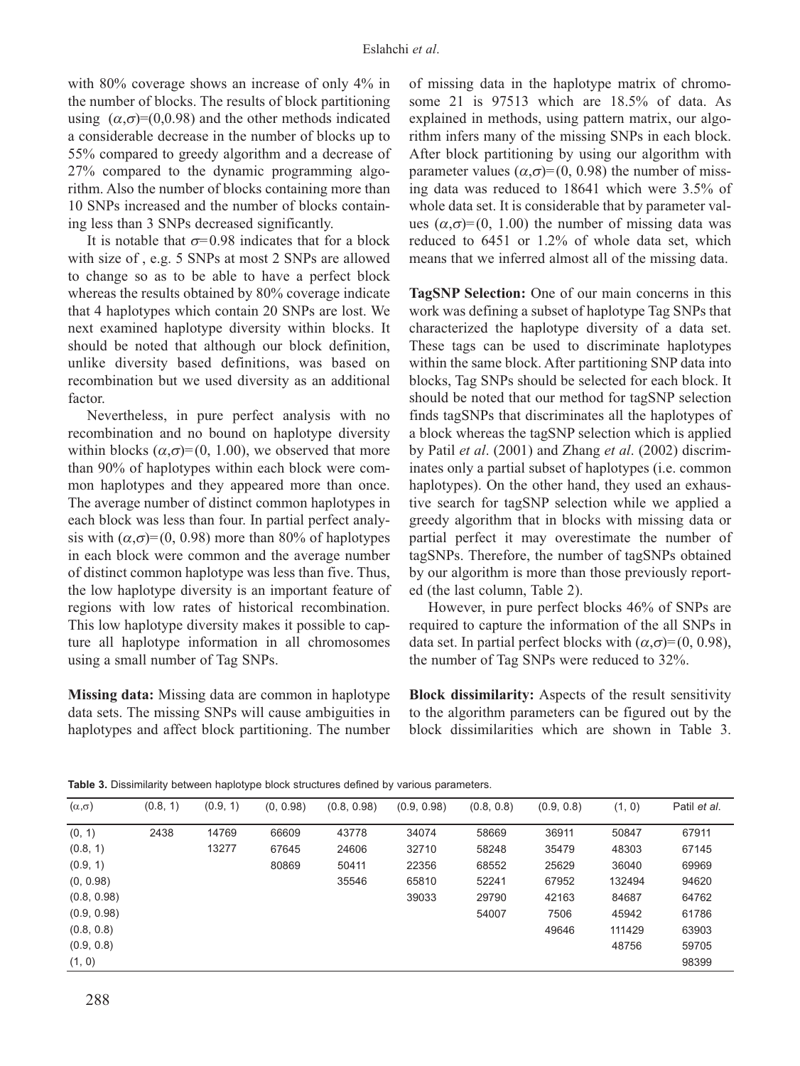with 80% coverage shows an increase of only 4% in the number of blocks. The results of block partitioning using $(\alpha,\sigma)$=(0,0.98) and the other methods indicated a considerable decrease in the number of blocks up to 55% compared to greedy algorithm and a decrease of 27% compared to the dynamic programming algorithm. Also the number of blocks containing more than 10 SNPs increased and the number of blocks containing less than 3 SNPs decreased significantly.

It is notable that $\sigma$=0.98 indicates that for a block with size of , e.g. 5 SNPs at most 2 SNPs are allowed to change so as to be able to have a perfect block whereas the results obtained by 80% coverage indicate that 4 haplotypes which contain 20 SNPs are lost. We next examined haplotype diversity within blocks. It should be noted that although our block definition, unlike diversity based definitions, was based on recombination but we used diversity as an additional factor.

Nevertheless, in pure perfect analysis with no recombination and no bound on haplotype diversity within blocks $(\alpha,\sigma)$=(0, 1.00), we observed that more than 90% of haplotypes within each block were common haplotypes and they appeared more than once. The average number of distinct common haplotypes in each block was less than four. In partial perfect analysis with $(\alpha,\sigma)$=(0, 0.98) more than 80% of haplotypes in each block were common and the average number of distinct common haplotype was less than five. Thus, the low haplotype diversity is an important feature of regions with low rates of historical recombination. This low haplotype diversity makes it possible to capture all haplotype information in all chromosomes using a small number of Tag SNPs.

**Missing data:** Missing data are common in haplotype data sets. The missing SNPs will cause ambiguities in haplotypes and affect block partitioning. The number of missing data in the haplotype matrix of chromosome 21 is 97513 which are 18.5% of data. As explained in methods, using pattern matrix, our algorithm infers many of the missing SNPs in each block. After block partitioning by using our algorithm with parameter values $(\alpha,\sigma)$=(0, 0.98) the number of missing data was reduced to 18641 which were 3.5% of whole data set. It is considerable that by parameter values $(\alpha,\sigma)$=(0, 1.00) the number of missing data was reduced to 6451 or 1.2% of whole data set, which means that we inferred almost all of the missing data.

**TagSNP Selection:** One of our main concerns in this work was defining a subset of haplotype Tag SNPs that characterized the haplotype diversity of a data set. These tags can be used to discriminate haplotypes within the same block. After partitioning SNP data into blocks, Tag SNPs should be selected for each block. It should be noted that our method for tagSNP selection finds tagSNPs that discriminates all the haplotypes of a block whereas the tagSNP selection which is applied by Patil *et al*. (2001) and Zhang *et al*. (2002) discriminates only a partial subset of haplotypes (i.e. common haplotypes). On the other hand, they used an exhaustive search for tagSNP selection while we applied a greedy algorithm that in blocks with missing data or partial perfect it may overestimate the number of tagSNPs. Therefore, the number of tagSNPs obtained by our algorithm is more than those previously reported (the last column, Table 2).

However, in pure perfect blocks 46% of SNPs are required to capture the information of the all SNPs in data set. In partial perfect blocks with $(\alpha,\sigma)$=(0, 0.98), the number of Tag SNPs were reduced to 32%.

**Block dissimilarity:** Aspects of the result sensitivity to the algorithm parameters can be figured out by the block dissimilarities which are shown in Table 3.

**Table 3.** Dissimilarity between haplotype block structures defined by various parameters.

| $(\alpha,\sigma)$ | (0.8, 1) | (0.9, 1) | (0, 0.98) | (0.8, 0.98) | (0.9, 0.98) | (0.8, 0.8) | (0.9, 0.8) | (1, 0) | Patil *et al*. |
|---|---|---|---|---|---|---|---|---|---|
| (0, 1) | 2438 | 14769 | 66609 | 43778 | 34074 | 58669 | 36911 | 50847 | 67911 |
| (0.8, 1) | | 13277 | 67645 | 24606 | 32710 | 58248 | 35479 | 48303 | 67145 |
| (0.9, 1) | | | 80869 | 50411 | 22356 | 68552 | 25629 | 36040 | 69969 |
| (0, 0.98) | | | | 35546 | 65810 | 52241 | 67952 | 132494 | 94620 |
| (0.8, 0.98) | | | | | 39033 | 29790 | 42163 | 84687 | 64762 |
| (0.9, 0.98) | | | | | | 54007 | 7506 | 45942 | 61786 |
| (0.8, 0.8) | | | | | | | 49646 | 111429 | 63903 |
| (0.9, 0.8) | | | | | | | | 48756 | 59705 |
| (1, 0) | | | | | | | | | 98399 |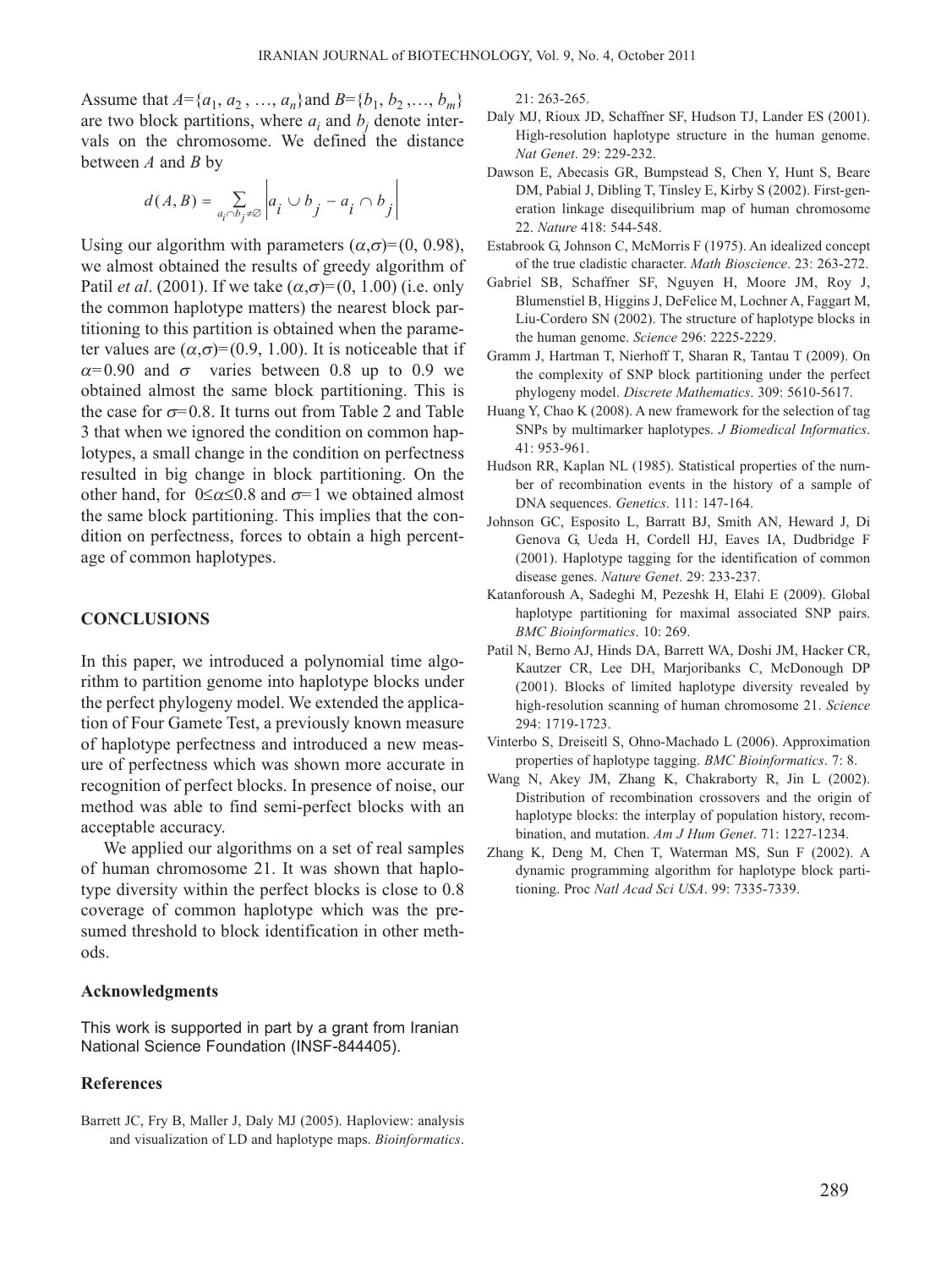Assume that $A=\{a_1, a_2, \ldots, a_n\}$ and $B=\{b_1, b_2, \ldots, b_m\}$ are two block partitions, where $a_i$ and $b_j$ denote intervals on the chromosome. We defined the distance between $A$ and $B$ by

$$d(A,B) = \sum_{a_i \cap b_j \neq \emptyset} \left| a_i \cup b_j - a_i \cap b_j \right|$$

Using our algorithm with parameters $(\alpha,\sigma)=(0, 0.98)$, we almost obtained the results of greedy algorithm of Patil *et al*. (2001). If we take $(\alpha,\sigma)=(0, 1.00)$ (i.e. only the common haplotype matters) the nearest block partitioning to this partition is obtained when the parameter values are $(\alpha,\sigma)=(0.9, 1.00)$. It is noticeable that if $\alpha=0.90$ and $\sigma$ varies between 0.8 up to 0.9 we obtained almost the same block partitioning. This is the case for $\sigma=0.8$. It turns out from Table 2 and Table 3 that when we ignored the condition on common haplotypes, a small change in the condition on perfectness resulted in big change in block partitioning. On the other hand, for $0 \leq \alpha \leq 0.8$ and $\sigma=1$ we obtained almost the same block partitioning. This implies that the condition on perfectness, forces to obtain a high percentage of common haplotypes.

## CONCLUSIONS

In this paper, we introduced a polynomial time algorithm to partition genome into haplotype blocks under the perfect phylogeny model. We extended the application of Four Gamete Test, a previously known measure of haplotype perfectness and introduced a new measure of perfectness which was shown more accurate in recognition of perfect blocks. In presence of noise, our method was able to find semi-perfect blocks with an acceptable accuracy.

We applied our algorithms on a set of real samples of human chromosome 21. It was shown that haplotype diversity within the perfect blocks is close to 0.8 coverage of common haplotype which was the presumed threshold to block identification in other methods.

### Acknowledgments

This work is supported in part by a grant from Iranian National Science Foundation (INSF-844405).

### References

Barrett JC, Fry B, Maller J, Daly MJ (2005). Haploview: analysis and visualization of LD and haplotype maps. *Bioinformatics*. 21: 263-265.

Daly MJ, Rioux JD, Schaffner SF, Hudson TJ, Lander ES (2001). High-resolution haplotype structure in the human genome. *Nat Genet*. 29: 229-232.

Dawson E, Abecasis GR, Bumpstead S, Chen Y, Hunt S, Beare DM, Pabial J, Dibling T, Tinsley E, Kirby S (2002). First-generation linkage disequilibrium map of human chromosome 22. *Nature* 418: 544-548.

Estabrook G, Johnson C, McMorris F (1975). An idealized concept of the true cladistic character. *Math Bioscience*. 23: 263-272.

Gabriel SB, Schaffner SF, Nguyen H, Moore JM, Roy J, Blumenstiel B, Higgins J, DeFelice M, Lochner A, Faggart M, Liu-Cordero SN (2002). The structure of haplotype blocks in the human genome. *Science* 296: 2225-2229.

Gramm J, Hartman T, Nierhoff T, Sharan R, Tantau T (2009). On the complexity of SNP block partitioning under the perfect phylogeny model. *Discrete Mathematics*. 309: 5610-5617.

Huang Y, Chao K (2008). A new framework for the selection of tag SNPs by multimarker haplotypes. *J Biomedical Informatics*. 41: 953-961.

Hudson RR, Kaplan NL (1985). Statistical properties of the number of recombination events in the history of a sample of DNA sequences. *Genetics*. 111: 147-164.

Johnson GC, Esposito L, Barratt BJ, Smith AN, Heward J, Di Genova G, Ueda H, Cordell HJ, Eaves IA, Dudbridge F (2001). Haplotype tagging for the identification of common disease genes. *Nature Genet*. 29: 233-237.

Katanforoush A, Sadeghi M, Pezeshk H, Elahi E (2009). Global haplotype partitioning for maximal associated SNP pairs. *BMC Bioinformatics*. 10: 269.

Patil N, Berno AJ, Hinds DA, Barrett WA, Doshi JM, Hacker CR, Kautzer CR, Lee DH, Marjoribanks C, McDonough DP (2001). Blocks of limited haplotype diversity revealed by high-resolution scanning of human chromosome 21. *Science* 294: 1719-1723.

Vinterbo S, Dreiseitl S, Ohno-Machado L (2006). Approximation properties of haplotype tagging. *BMC Bioinformatics*. 7: 8.

Wang N, Akey JM, Zhang K, Chakraborty R, Jin L (2002). Distribution of recombination crossovers and the origin of haplotype blocks: the interplay of population history, recombination, and mutation. *Am J Hum Genet*. 71: 1227-1234.

Zhang K, Deng M, Chen T, Waterman MS, Sun F (2002). A dynamic programming algorithm for haplotype block partitioning. Proc *Natl Acad Sci USA*. 99: 7335-7339.